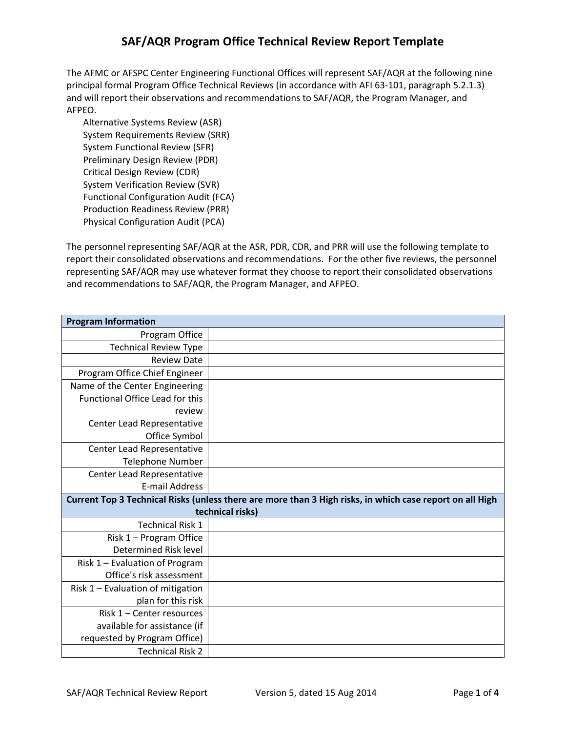# SAF/AQR Program Office Technical Review Report Template

The AFMC or AFSPC Center Engineering Functional Offices will represent SAF/AQR at the following nine principal formal Program Office Technical Reviews (in accordance with AFI 63-101, paragraph 5.2.1.3) and will report their observations and recommendations to SAF/AQR, the Program Manager, and AFPEO.

- Alternative Systems Review (ASR)
- System Requirements Review (SRR)
- System Functional Review (SFR)
- Preliminary Design Review (PDR)
- Critical Design Review (CDR)
- System Verification Review (SVR)
- Functional Configuration Audit (FCA)
- Production Readiness Review (PRR)
- Physical Configuration Audit (PCA)

The personnel representing SAF/AQR at the ASR, PDR, CDR, and PRR will use the following template to report their consolidated observations and recommendations. For the other five reviews, the personnel representing SAF/AQR may use whatever format they choose to report their consolidated observations and recommendations to SAF/AQR, the Program Manager, and AFPEO.

| **Program Information** | |
|---|---|
| Program Office | |
| Technical Review Type | |
| Review Date | |
| Program Office Chief Engineer | |
| Name of the Center Engineering Functional Office Lead for this review | |
| Center Lead Representative Office Symbol | |
| Center Lead Representative Telephone Number | |
| Center Lead Representative E-mail Address | |
| **Current Top 3 Technical Risks (unless there are more than 3 High risks, in which case report on all High technical risks)** | |
| Technical Risk 1 | |
| Risk 1 – Program Office Determined Risk level | |
| Risk 1 – Evaluation of Program Office's risk assessment | |
| Risk 1 – Evaluation of mitigation plan for this risk | |
| Risk 1 – Center resources available for assistance (if requested by Program Office) | |
| Technical Risk 2 | |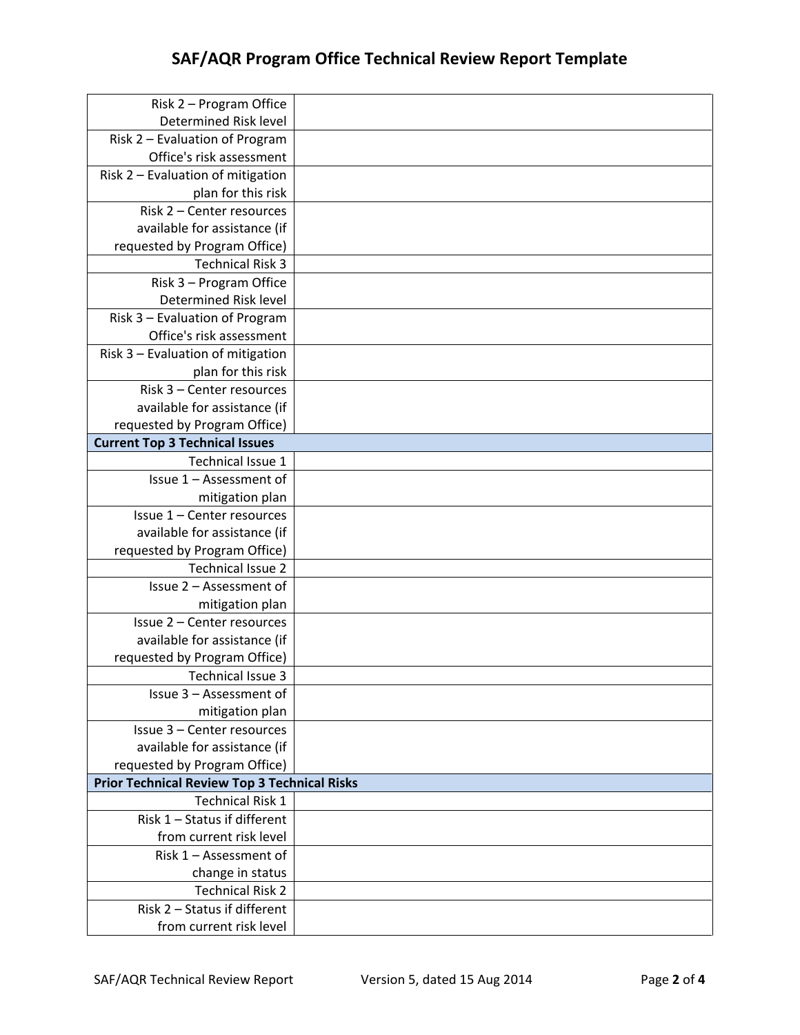# SAF/AQR Program Office Technical Review Report Template

| | |
|---|---|
| Risk 2 – Program Office Determined Risk level | |
| Risk 2 – Evaluation of Program Office's risk assessment | |
| Risk 2 – Evaluation of mitigation plan for this risk | |
| Risk 2 – Center resources available for assistance (if requested by Program Office) | |
| Technical Risk 3 | |
| Risk 3 – Program Office Determined Risk level | |
| Risk 3 – Evaluation of Program Office's risk assessment | |
| Risk 3 – Evaluation of mitigation plan for this risk | |
| Risk 3 – Center resources available for assistance (if requested by Program Office) | |
| **Current Top 3 Technical Issues** | |
| Technical Issue 1 | |
| Issue 1 – Assessment of mitigation plan | |
| Issue 1 – Center resources available for assistance (if requested by Program Office) | |
| Technical Issue 2 | |
| Issue 2 – Assessment of mitigation plan | |
| Issue 2 – Center resources available for assistance (if requested by Program Office) | |
| Technical Issue 3 | |
| Issue 3 – Assessment of mitigation plan | |
| Issue 3 – Center resources available for assistance (if requested by Program Office) | |
| **Prior Technical Review Top 3 Technical Risks** | |
| Technical Risk 1 | |
| Risk 1 – Status if different from current risk level | |
| Risk 1 – Assessment of change in status | |
| Technical Risk 2 | |
| Risk 2 – Status if different from current risk level | |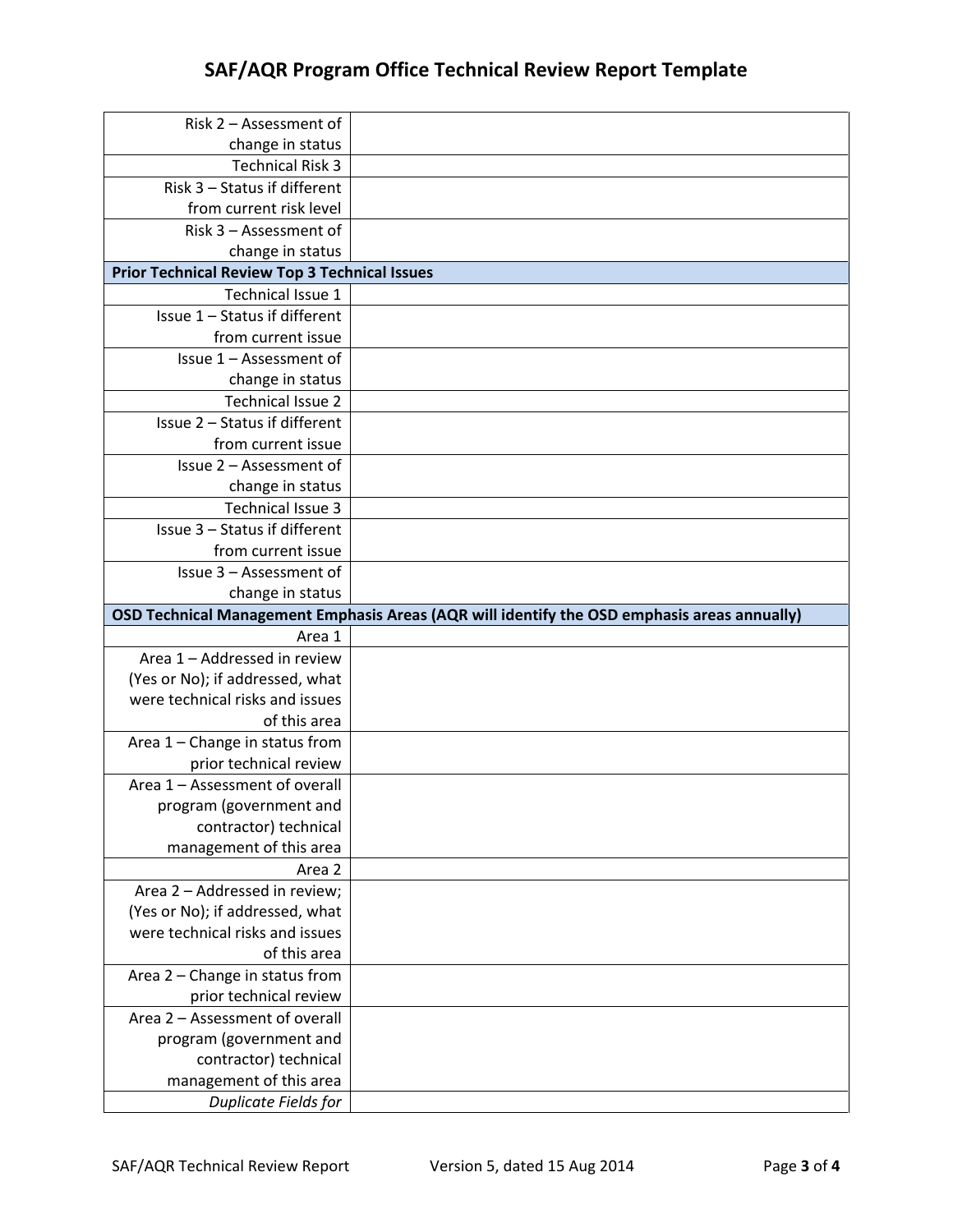| | |
|---|---|
| Risk 2 – Assessment of change in status | |
| Technical Risk 3 | |
| Risk 3 – Status if different from current risk level | |
| Risk 3 – Assessment of change in status | |
| **Prior Technical Review Top 3 Technical Issues** | |
| Technical Issue 1 | |
| Issue 1 – Status if different from current issue | |
| Issue 1 – Assessment of change in status | |
| Technical Issue 2 | |
| Issue 2 – Status if different from current issue | |
| Issue 2 – Assessment of change in status | |
| Technical Issue 3 | |
| Issue 3 – Status if different from current issue | |
| Issue 3 – Assessment of change in status | |
| **OSD Technical Management Emphasis Areas (AQR will identify the OSD emphasis areas annually)** | |
| Area 1 | |
| Area 1 – Addressed in review (Yes or No); if addressed, what were technical risks and issues of this area | |
| Area 1 – Change in status from prior technical review | |
| Area 1 – Assessment of overall program (government and contractor) technical management of this area | |
| Area 2 | |
| Area 2 – Addressed in review; (Yes or No); if addressed, what were technical risks and issues of this area | |
| Area 2 – Change in status from prior technical review | |
| Area 2 – Assessment of overall program (government and contractor) technical management of this area | |
| *Duplicate Fields for* | |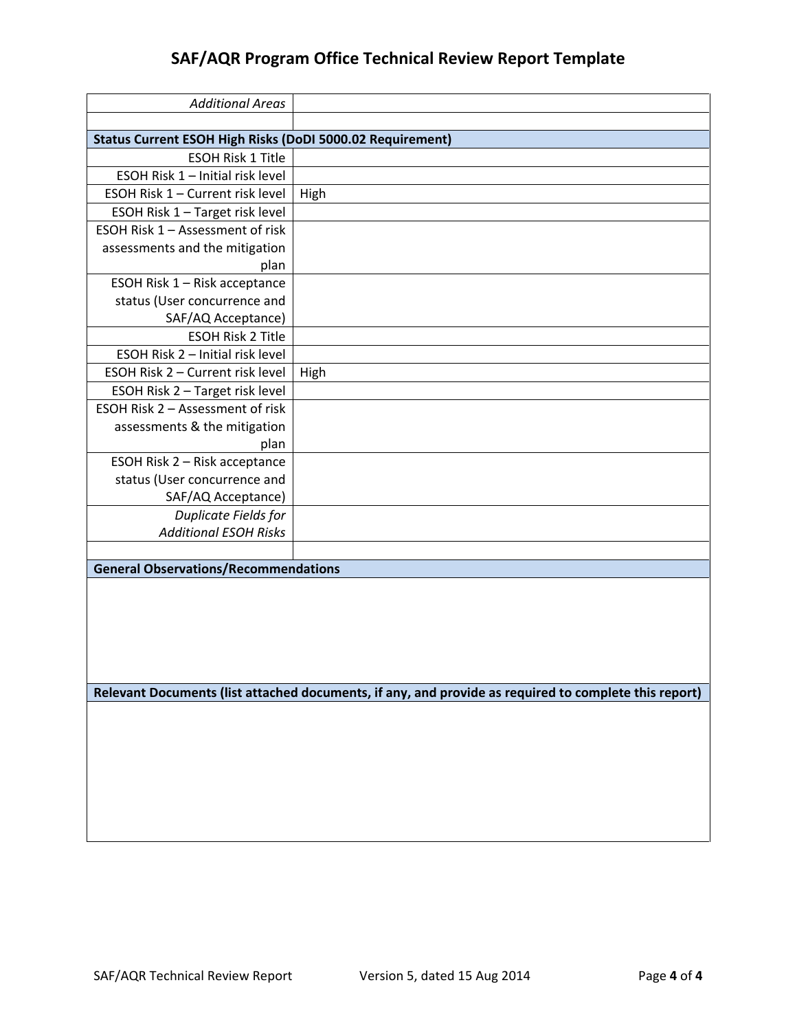| | |
|---|---|
| *Additional Areas* | |
| | |
| **Status Current ESOH High Risks (DoDI 5000.02 Requirement)** | |
| ESOH Risk 1 Title | |
| ESOH Risk 1 – Initial risk level | |
| ESOH Risk 1 – Current risk level | High |
| ESOH Risk 1 – Target risk level | |
| ESOH Risk 1 – Assessment of risk assessments and the mitigation plan | |
| ESOH Risk 1 – Risk acceptance status (User concurrence and SAF/AQ Acceptance) | |
| ESOH Risk 2 Title | |
| ESOH Risk 2 – Initial risk level | |
| ESOH Risk 2 – Current risk level | High |
| ESOH Risk 2 – Target risk level | |
| ESOH Risk 2 – Assessment of risk assessments & the mitigation plan | |
| ESOH Risk 2 – Risk acceptance status (User concurrence and SAF/AQ Acceptance) | |
| *Duplicate Fields for Additional ESOH Risks* | |
| | |
| **General Observations/Recommendations** | |
| | |
| **Relevant Documents (list attached documents, if any, and provide as required to complete this report)** | |
| | |